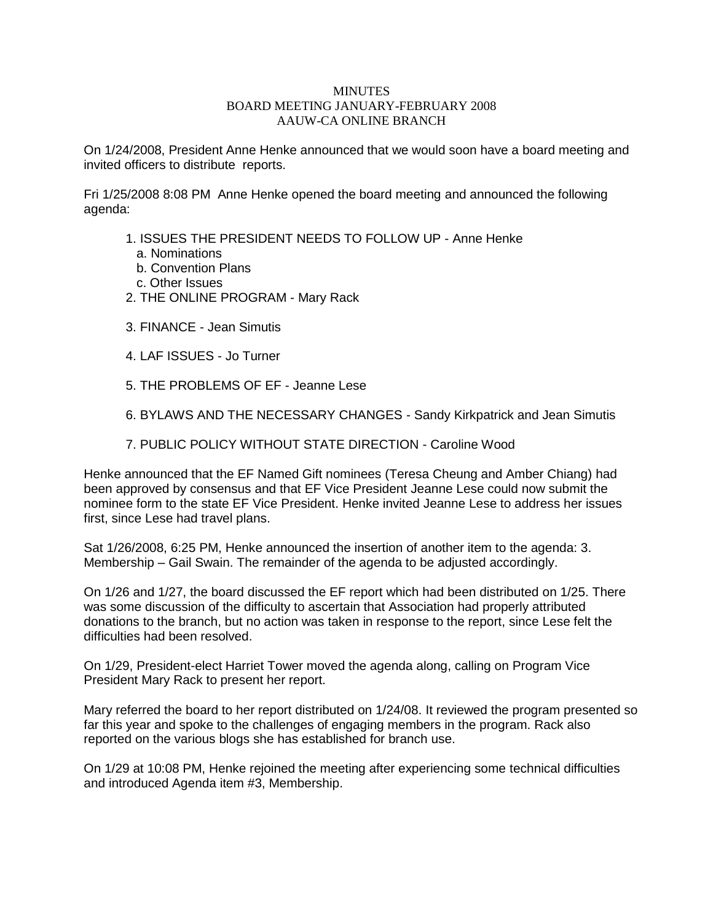# MINUTES
## BOARD MEETING JANUARY-FEBRUARY 2008
## AAUW-CA ONLINE BRANCH

On 1/24/2008, President Anne Henke announced that we would soon have a board meeting and invited officers to distribute reports.

Fri 1/25/2008 8:08 PM Anne Henke opened the board meeting and announced the following agenda:

1. ISSUES THE PRESIDENT NEEDS TO FOLLOW UP - Anne Henke
   a. Nominations
   b. Convention Plans
   c. Other Issues
2. THE ONLINE PROGRAM - Mary Rack
3. FINANCE - Jean Simutis
4. LAF ISSUES - Jo Turner
5. THE PROBLEMS OF EF - Jeanne Lese
6. BYLAWS AND THE NECESSARY CHANGES - Sandy Kirkpatrick and Jean Simutis
7. PUBLIC POLICY WITHOUT STATE DIRECTION - Caroline Wood

Henke announced that the EF Named Gift nominees (Teresa Cheung and Amber Chiang) had been approved by consensus and that EF Vice President Jeanne Lese could now submit the nominee form to the state EF Vice President. Henke invited Jeanne Lese to address her issues first, since Lese had travel plans.

Sat 1/26/2008, 6:25 PM, Henke announced the insertion of another item to the agenda: 3. Membership – Gail Swain. The remainder of the agenda to be adjusted accordingly.

On 1/26 and 1/27, the board discussed the EF report which had been distributed on 1/25. There was some discussion of the difficulty to ascertain that Association had properly attributed donations to the branch, but no action was taken in response to the report, since Lese felt the difficulties had been resolved.

On 1/29, President-elect Harriet Tower moved the agenda along, calling on Program Vice President Mary Rack to present her report.

Mary referred the board to her report distributed on 1/24/08. It reviewed the program presented so far this year and spoke to the challenges of engaging members in the program. Rack also reported on the various blogs she has established for branch use.

On 1/29 at 10:08 PM, Henke rejoined the meeting after experiencing some technical difficulties and introduced Agenda item #3, Membership.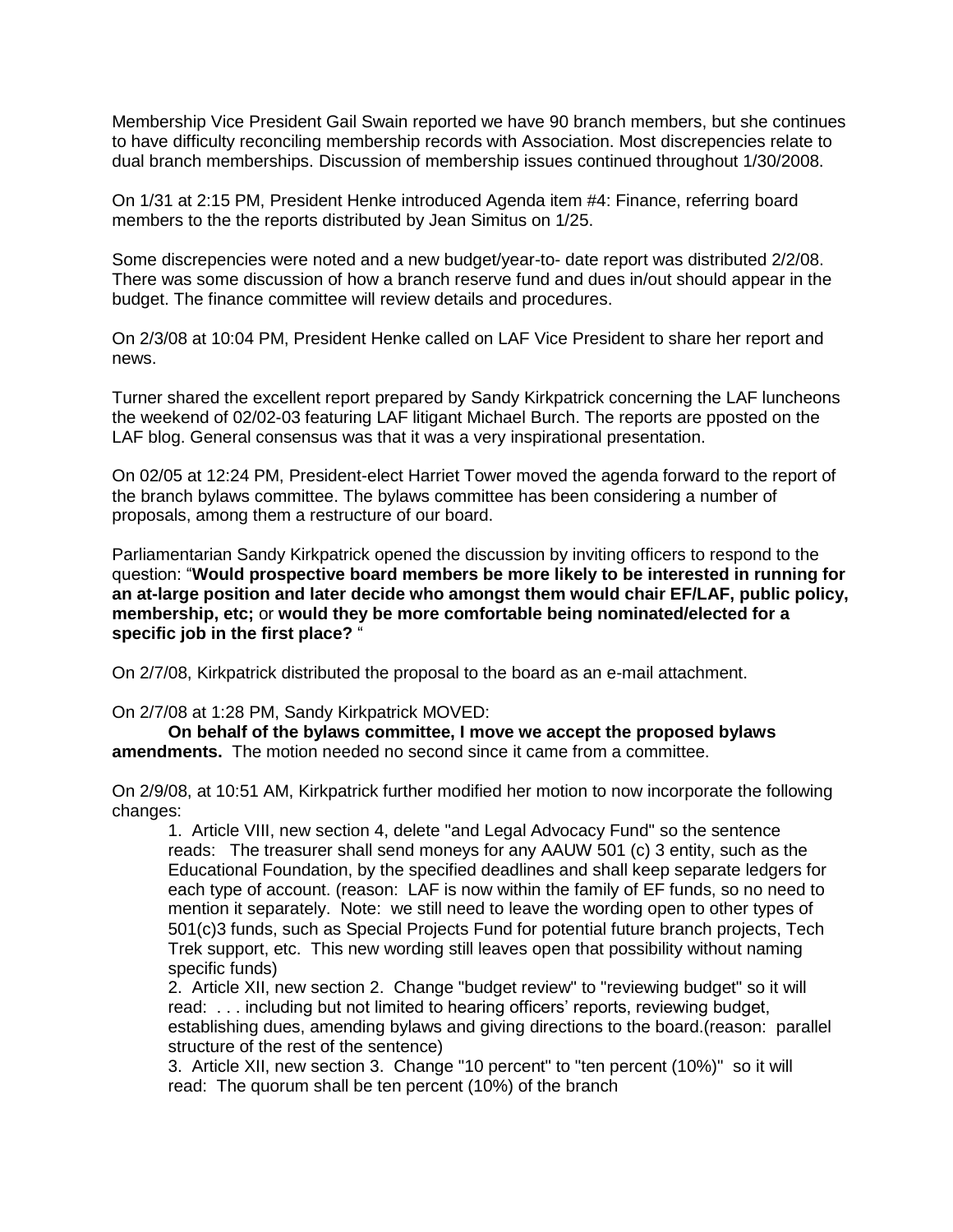Membership Vice President Gail Swain reported we have 90 branch members, but she continues to have difficulty reconciling membership records with Association. Most discrepencies relate to dual branch memberships. Discussion of membership issues continued throughout 1/30/2008.

On 1/31 at 2:15 PM, President Henke introduced Agenda item #4: Finance, referring board members to the the reports distributed by Jean Simitus on 1/25.

Some discrepencies were noted and a new budget/year-to- date report was distributed 2/2/08. There was some discussion of how a branch reserve fund and dues in/out should appear in the budget. The finance committee will review details and procedures.

On 2/3/08 at 10:04 PM, President Henke called on LAF Vice President to share her report and news.

Turner shared the excellent report prepared by Sandy Kirkpatrick concerning the LAF luncheons the weekend of 02/02-03 featuring LAF litigant Michael Burch. The reports are pposted on the LAF blog. General consensus was that it was a very inspirational presentation.

On 02/05 at 12:24 PM, President-elect Harriet Tower moved the agenda forward to the report of the branch bylaws committee. The bylaws committee has been considering a number of proposals, among them a restructure of our board.

Parliamentarian Sandy Kirkpatrick opened the discussion by inviting officers to respond to the question: "**Would prospective board members be more likely to be interested in running for an at-large position and later decide who amongst them would chair EF/LAF, public policy, membership, etc;** or **would they be more comfortable being nominated/elected for a specific job in the first place?** "

On 2/7/08, Kirkpatrick distributed the proposal to the board as an e-mail attachment.

On 2/7/08 at 1:28 PM, Sandy Kirkpatrick MOVED:

**On behalf of the bylaws committee, I move we accept the proposed bylaws amendments.** The motion needed no second since it came from a committee.

On 2/9/08, at 10:51 AM, Kirkpatrick further modified her motion to now incorporate the following changes:

1. Article VIII, new section 4, delete "and Legal Advocacy Fund" so the sentence reads: The treasurer shall send moneys for any AAUW 501 (c) 3 entity, such as the Educational Foundation, by the specified deadlines and shall keep separate ledgers for each type of account. (reason: LAF is now within the family of EF funds, so no need to mention it separately. Note: we still need to leave the wording open to other types of 501(c)3 funds, such as Special Projects Fund for potential future branch projects, Tech Trek support, etc. This new wording still leaves open that possibility without naming specific funds)
2. Article XII, new section 2. Change "budget review" to "reviewing budget" so it will read: . . . including but not limited to hearing officers' reports, reviewing budget, establishing dues, amending bylaws and giving directions to the board.(reason: parallel structure of the rest of the sentence)
3. Article XII, new section 3. Change "10 percent" to "ten percent (10%)" so it will read: The quorum shall be ten percent (10%) of the branch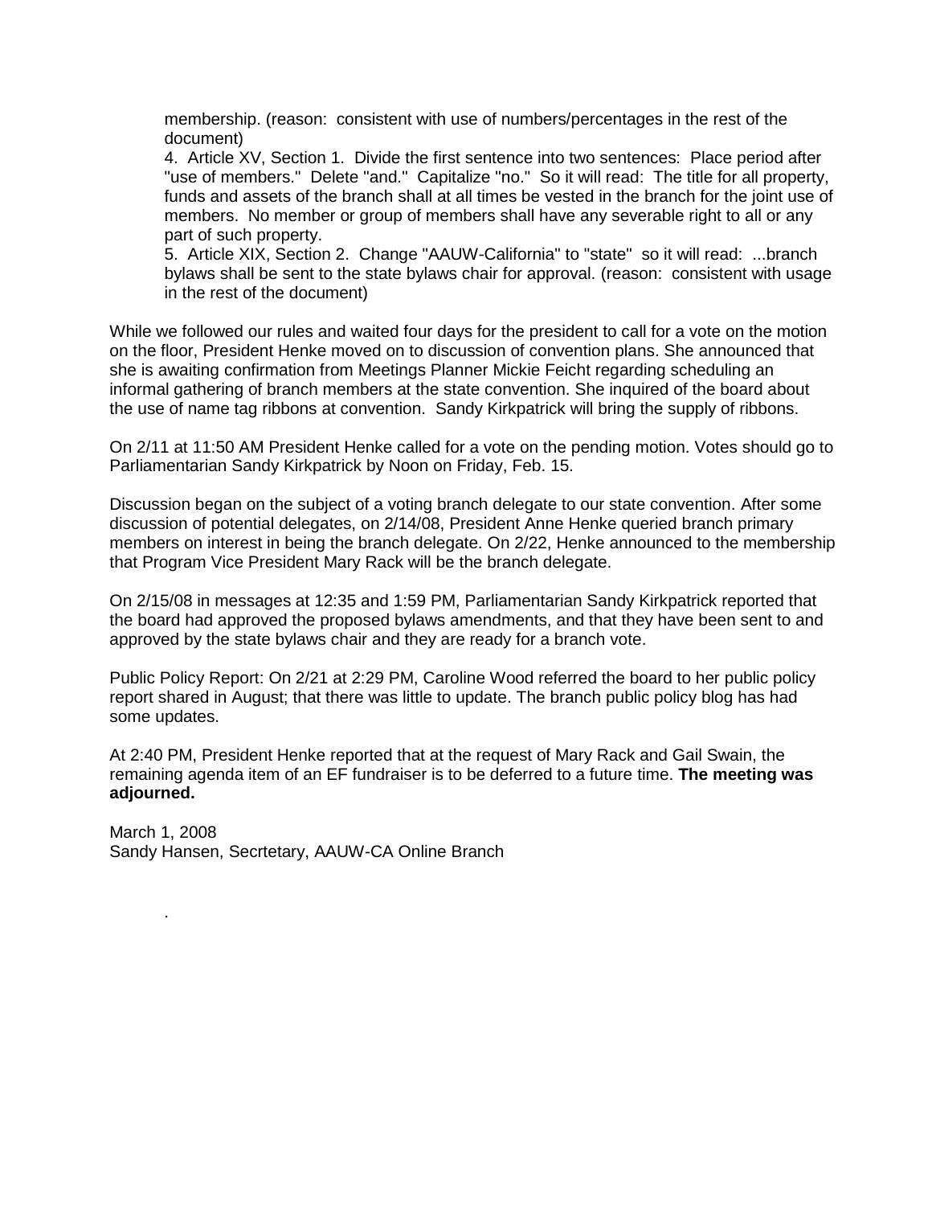membership. (reason: consistent with use of numbers/percentages in the rest of the document)

4. Article XV, Section 1. Divide the first sentence into two sentences: Place period after "use of members." Delete "and." Capitalize "no." So it will read: The title for all property, funds and assets of the branch shall at all times be vested in the branch for the joint use of members. No member or group of members shall have any severable right to all or any part of such property.

5. Article XIX, Section 2. Change "AAUW-California" to "state" so it will read: ...branch bylaws shall be sent to the state bylaws chair for approval. (reason: consistent with usage in the rest of the document)

While we followed our rules and waited four days for the president to call for a vote on the motion on the floor, President Henke moved on to discussion of convention plans. She announced that she is awaiting confirmation from Meetings Planner Mickie Feicht regarding scheduling an informal gathering of branch members at the state convention. She inquired of the board about the use of name tag ribbons at convention. Sandy Kirkpatrick will bring the supply of ribbons.

On 2/11 at 11:50 AM President Henke called for a vote on the pending motion. Votes should go to Parliamentarian Sandy Kirkpatrick by Noon on Friday, Feb. 15.

Discussion began on the subject of a voting branch delegate to our state convention. After some discussion of potential delegates, on 2/14/08, President Anne Henke queried branch primary members on interest in being the branch delegate. On 2/22, Henke announced to the membership that Program Vice President Mary Rack will be the branch delegate.

On 2/15/08 in messages at 12:35 and 1:59 PM, Parliamentarian Sandy Kirkpatrick reported that the board had approved the proposed bylaws amendments, and that they have been sent to and approved by the state bylaws chair and they are ready for a branch vote.

Public Policy Report: On 2/21 at 2:29 PM, Caroline Wood referred the board to her public policy report shared in August; that there was little to update. The branch public policy blog has had some updates.

At 2:40 PM, President Henke reported that at the request of Mary Rack and Gail Swain, the remaining agenda item of an EF fundraiser is to be deferred to a future time. **The meeting was adjourned.**

March 1, 2008
Sandy Hansen, Secrtetary, AAUW-CA Online Branch